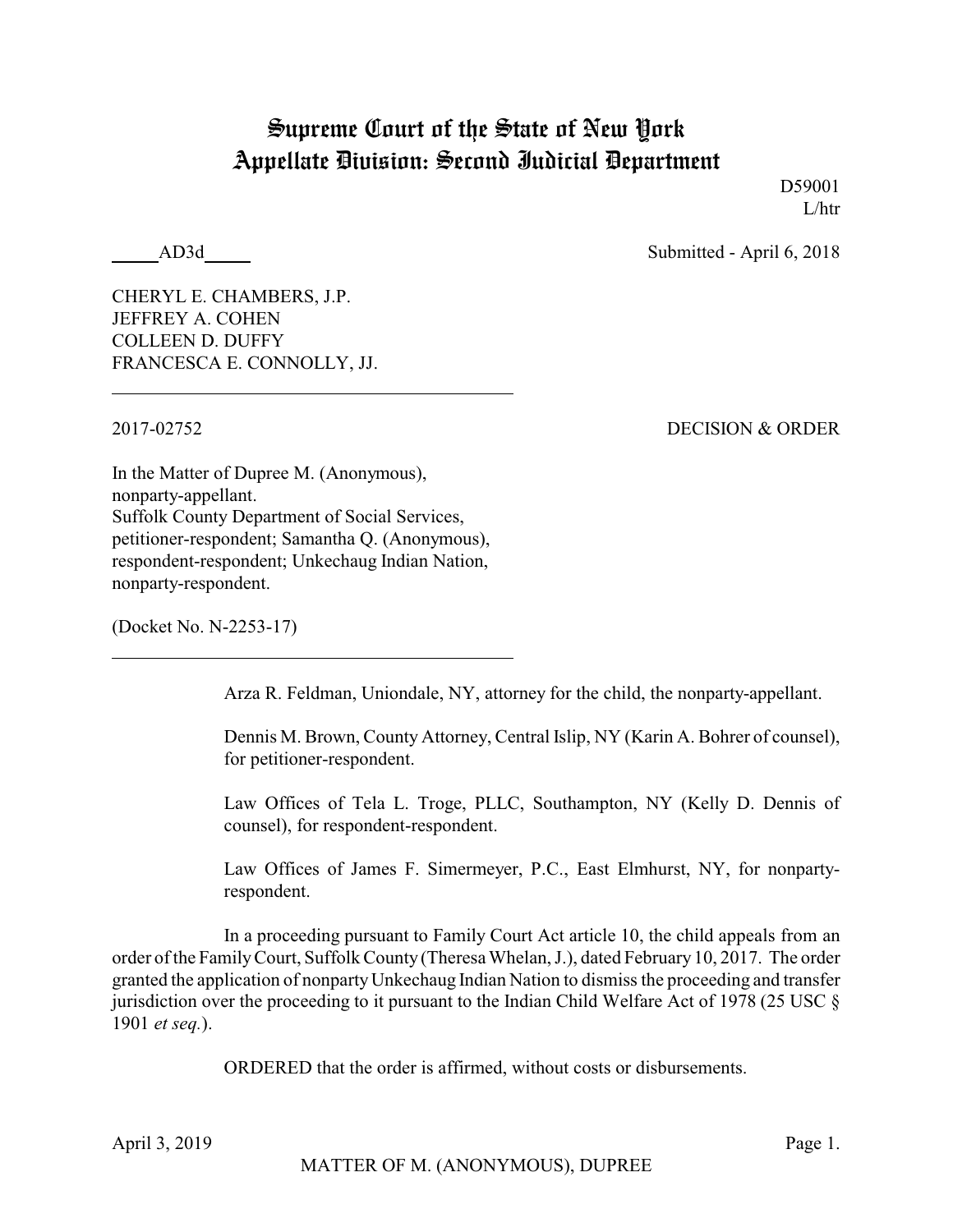# Supreme Court of the State of New York
# Appellate Division: Second Judicial Department

D59001
L/htr

_____AD3d_____

Submitted - April 6, 2018

CHERYL E. CHAMBERS, J.P.
JEFFREY A. COHEN
COLLEEN D. DUFFY
FRANCESCA E. CONNOLLY, JJ.

---

2017-02752

DECISION & ORDER

In the Matter of Dupree M. (Anonymous), nonparty-appellant.
Suffolk County Department of Social Services, petitioner-respondent; Samantha Q. (Anonymous), respondent-respondent; Unkechaug Indian Nation, nonparty-respondent.

(Docket No. N-2253-17)

---

Arza R. Feldman, Uniondale, NY, attorney for the child, the nonparty-appellant.

Dennis M. Brown, County Attorney, Central Islip, NY (Karin A. Bohrer of counsel), for petitioner-respondent.

Law Offices of Tela L. Troge, PLLC, Southampton, NY (Kelly D. Dennis of counsel), for respondent-respondent.

Law Offices of James F. Simermeyer, P.C., East Elmhurst, NY, for nonparty-respondent.

In a proceeding pursuant to Family Court Act article 10, the child appeals from an order of the Family Court, Suffolk County (Theresa Whelan, J.), dated February 10, 2017. The order granted the application of nonparty Unkechaug Indian Nation to dismiss the proceeding and transfer jurisdiction over the proceeding to it pursuant to the Indian Child Welfare Act of 1978 (25 USC § 1901 *et seq.*).

ORDERED that the order is affirmed, without costs or disbursements.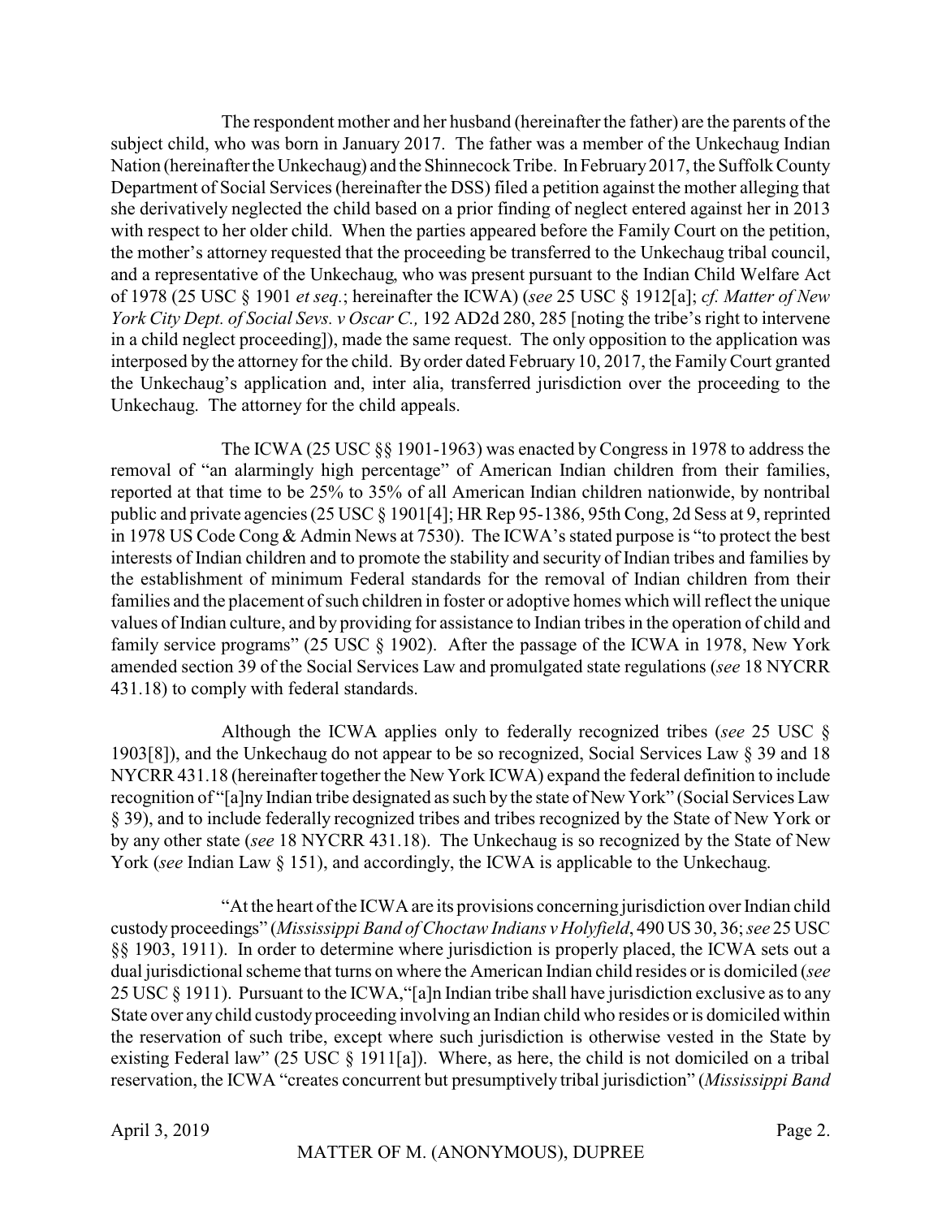The respondent mother and her husband (hereinafter the father) are the parents of the subject child, who was born in January 2017. The father was a member of the Unkechaug Indian Nation (hereinafter the Unkechaug) and the Shinnecock Tribe. In February 2017, the Suffolk County Department of Social Services (hereinafter the DSS) filed a petition against the mother alleging that she derivatively neglected the child based on a prior finding of neglect entered against her in 2013 with respect to her older child. When the parties appeared before the Family Court on the petition, the mother's attorney requested that the proceeding be transferred to the Unkechaug tribal council, and a representative of the Unkechaug, who was present pursuant to the Indian Child Welfare Act of 1978 (25 USC § 1901 *et seq.*; hereinafter the ICWA) (*see* 25 USC § 1912[a]; *cf. Matter of New York City Dept. of Social Sevs. v Oscar C.,* 192 AD2d 280, 285 [noting the tribe's right to intervene in a child neglect proceeding]), made the same request. The only opposition to the application was interposed by the attorney for the child. By order dated February 10, 2017, the Family Court granted the Unkechaug's application and, inter alia, transferred jurisdiction over the proceeding to the Unkechaug. The attorney for the child appeals.

The ICWA (25 USC §§ 1901-1963) was enacted by Congress in 1978 to address the removal of "an alarmingly high percentage" of American Indian children from their families, reported at that time to be 25% to 35% of all American Indian children nationwide, by nontribal public and private agencies (25 USC § 1901[4]; HR Rep 95-1386, 95th Cong, 2d Sess at 9, reprinted in 1978 US Code Cong & Admin News at 7530). The ICWA's stated purpose is "to protect the best interests of Indian children and to promote the stability and security of Indian tribes and families by the establishment of minimum Federal standards for the removal of Indian children from their families and the placement of such children in foster or adoptive homes which will reflect the unique values of Indian culture, and by providing for assistance to Indian tribes in the operation of child and family service programs" (25 USC § 1902). After the passage of the ICWA in 1978, New York amended section 39 of the Social Services Law and promulgated state regulations (*see* 18 NYCRR 431.18) to comply with federal standards.

Although the ICWA applies only to federally recognized tribes (*see* 25 USC § 1903[8]), and the Unkechaug do not appear to be so recognized, Social Services Law § 39 and 18 NYCRR 431.18 (hereinafter together the New York ICWA) expand the federal definition to include recognition of "[a]ny Indian tribe designated as such by the state of New York" (Social Services Law § 39), and to include federally recognized tribes and tribes recognized by the State of New York or by any other state (*see* 18 NYCRR 431.18). The Unkechaug is so recognized by the State of New York (*see* Indian Law § 151), and accordingly, the ICWA is applicable to the Unkechaug.

"At the heart of the ICWA are its provisions concerning jurisdiction over Indian child custody proceedings" (*Mississippi Band of Choctaw Indians v Holyfield*, 490 US 30, 36; *see* 25 USC §§ 1903, 1911). In order to determine where jurisdiction is properly placed, the ICWA sets out a dual jurisdictional scheme that turns on where the American Indian child resides or is domiciled (*see* 25 USC § 1911). Pursuant to the ICWA, "[a]n Indian tribe shall have jurisdiction exclusive as to any State over any child custody proceeding involving an Indian child who resides or is domiciled within the reservation of such tribe, except where such jurisdiction is otherwise vested in the State by existing Federal law" (25 USC § 1911[a]). Where, as here, the child is not domiciled on a tribal reservation, the ICWA "creates concurrent but presumptively tribal jurisdiction" (*Mississippi Band*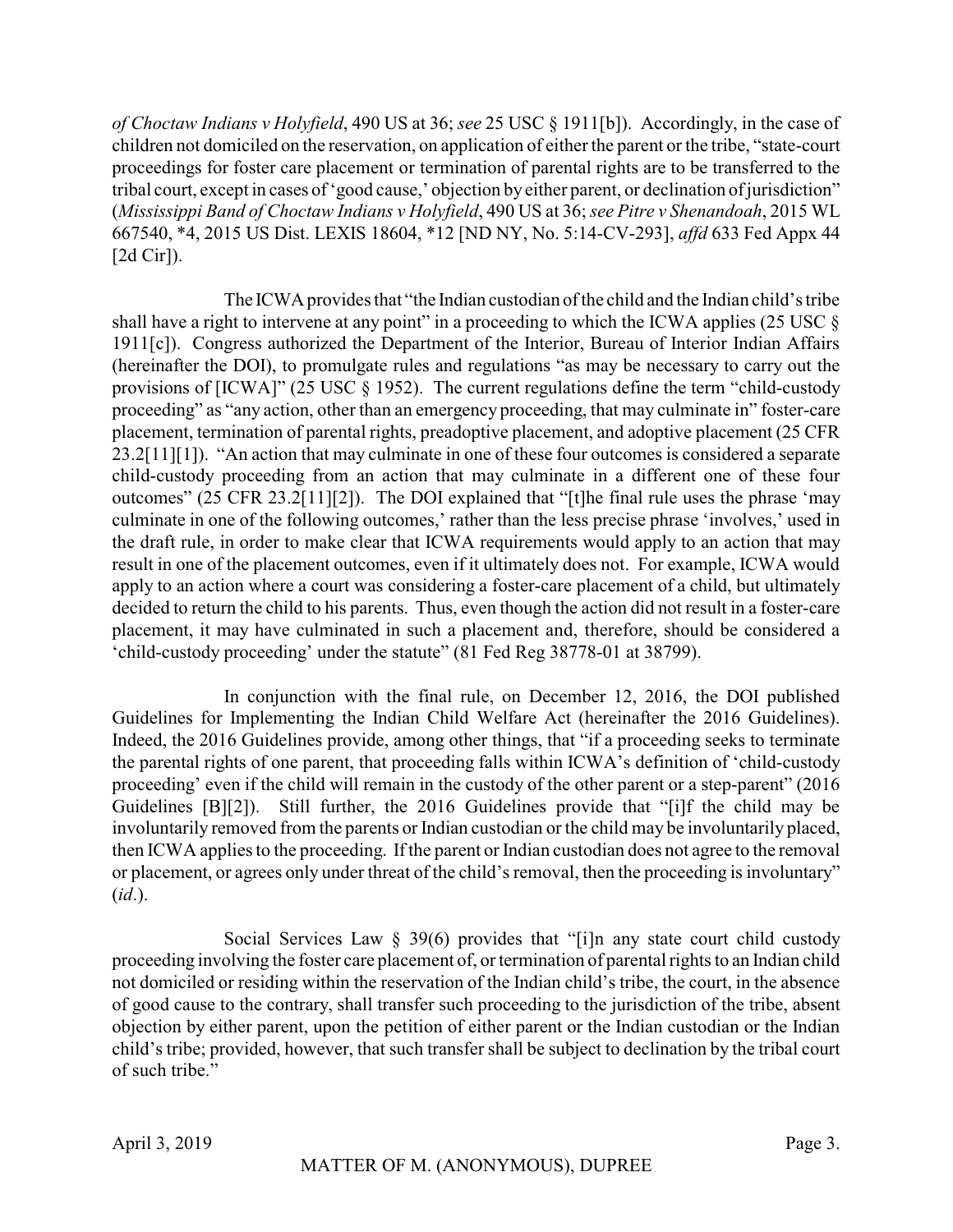*of Choctaw Indians v Holyfield*, 490 US at 36; *see* 25 USC § 1911[b]). Accordingly, in the case of children not domiciled on the reservation, on application of either the parent or the tribe, "state-court proceedings for foster care placement or termination of parental rights are to be transferred to the tribal court, except in cases of 'good cause,' objection by either parent, or declination of jurisdiction" (*Mississippi Band of Choctaw Indians v Holyfield*, 490 US at 36; *see Pitre v Shenandoah*, 2015 WL 667540, *4, 2015 US Dist. LEXIS 18604, *12 [ND NY, No. 5:14-CV-293], *affd* 633 Fed Appx 44 [2d Cir]).

The ICWA provides that "the Indian custodian of the child and the Indian child's tribe shall have a right to intervene at any point" in a proceeding to which the ICWA applies (25 USC § 1911[c]). Congress authorized the Department of the Interior, Bureau of Interior Indian Affairs (hereinafter the DOI), to promulgate rules and regulations "as may be necessary to carry out the provisions of [ICWA]" (25 USC § 1952). The current regulations define the term "child-custody proceeding" as "any action, other than an emergency proceeding, that may culminate in" foster-care placement, termination of parental rights, preadoptive placement, and adoptive placement (25 CFR 23.2[11][1]). "An action that may culminate in one of these four outcomes is considered a separate child-custody proceeding from an action that may culminate in a different one of these four outcomes" (25 CFR 23.2[11][2]). The DOI explained that "[t]he final rule uses the phrase 'may culminate in one of the following outcomes,' rather than the less precise phrase 'involves,' used in the draft rule, in order to make clear that ICWA requirements would apply to an action that may result in one of the placement outcomes, even if it ultimately does not. For example, ICWA would apply to an action where a court was considering a foster-care placement of a child, but ultimately decided to return the child to his parents. Thus, even though the action did not result in a foster-care placement, it may have culminated in such a placement and, therefore, should be considered a 'child-custody proceeding' under the statute" (81 Fed Reg 38778-01 at 38799).

In conjunction with the final rule, on December 12, 2016, the DOI published Guidelines for Implementing the Indian Child Welfare Act (hereinafter the 2016 Guidelines). Indeed, the 2016 Guidelines provide, among other things, that "if a proceeding seeks to terminate the parental rights of one parent, that proceeding falls within ICWA's definition of 'child-custody proceeding' even if the child will remain in the custody of the other parent or a step-parent" (2016 Guidelines [B][2]). Still further, the 2016 Guidelines provide that "[i]f the child may be involuntarily removed from the parents or Indian custodian or the child may be involuntarily placed, then ICWA applies to the proceeding. If the parent or Indian custodian does not agree to the removal or placement, or agrees only under threat of the child's removal, then the proceeding is involuntary" (*id*.).

Social Services Law § 39(6) provides that "[i]n any state court child custody proceeding involving the foster care placement of, or termination of parental rights to an Indian child not domiciled or residing within the reservation of the Indian child's tribe, the court, in the absence of good cause to the contrary, shall transfer such proceeding to the jurisdiction of the tribe, absent objection by either parent, upon the petition of either parent or the Indian custodian or the Indian child's tribe; provided, however, that such transfer shall be subject to declination by the tribal court of such tribe."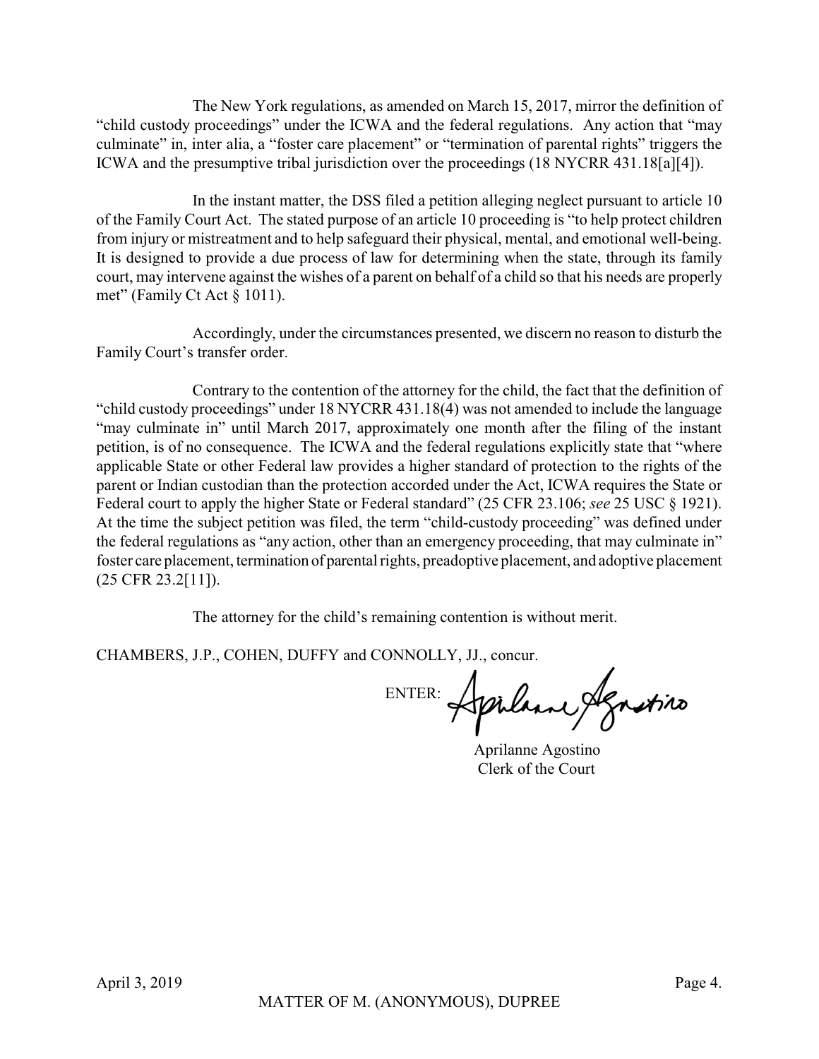The New York regulations, as amended on March 15, 2017, mirror the definition of "child custody proceedings" under the ICWA and the federal regulations. Any action that "may culminate" in, inter alia, a "foster care placement" or "termination of parental rights" triggers the ICWA and the presumptive tribal jurisdiction over the proceedings (18 NYCRR 431.18[a][4]).

In the instant matter, the DSS filed a petition alleging neglect pursuant to article 10 of the Family Court Act. The stated purpose of an article 10 proceeding is "to help protect children from injury or mistreatment and to help safeguard their physical, mental, and emotional well-being. It is designed to provide a due process of law for determining when the state, through its family court, may intervene against the wishes of a parent on behalf of a child so that his needs are properly met" (Family Ct Act § 1011).

Accordingly, under the circumstances presented, we discern no reason to disturb the Family Court's transfer order.

Contrary to the contention of the attorney for the child, the fact that the definition of "child custody proceedings" under 18 NYCRR 431.18(4) was not amended to include the language "may culminate in" until March 2017, approximately one month after the filing of the instant petition, is of no consequence. The ICWA and the federal regulations explicitly state that "where applicable State or other Federal law provides a higher standard of protection to the rights of the parent or Indian custodian than the protection accorded under the Act, ICWA requires the State or Federal court to apply the higher State or Federal standard" (25 CFR 23.106; *see* 25 USC § 1921). At the time the subject petition was filed, the term "child-custody proceeding" was defined under the federal regulations as "any action, other than an emergency proceeding, that may culminate in" foster care placement, termination of parental rights, preadoptive placement, and adoptive placement (25 CFR 23.2[11]).

The attorney for the child's remaining contention is without merit.

CHAMBERS, J.P., COHEN, DUFFY and CONNOLLY, JJ., concur.

ENTER: Aprilanne Agostino

Aprilanne Agostino
Clerk of the Court

April 3, 2019

MATTER OF M. (ANONYMOUS), DUPREE